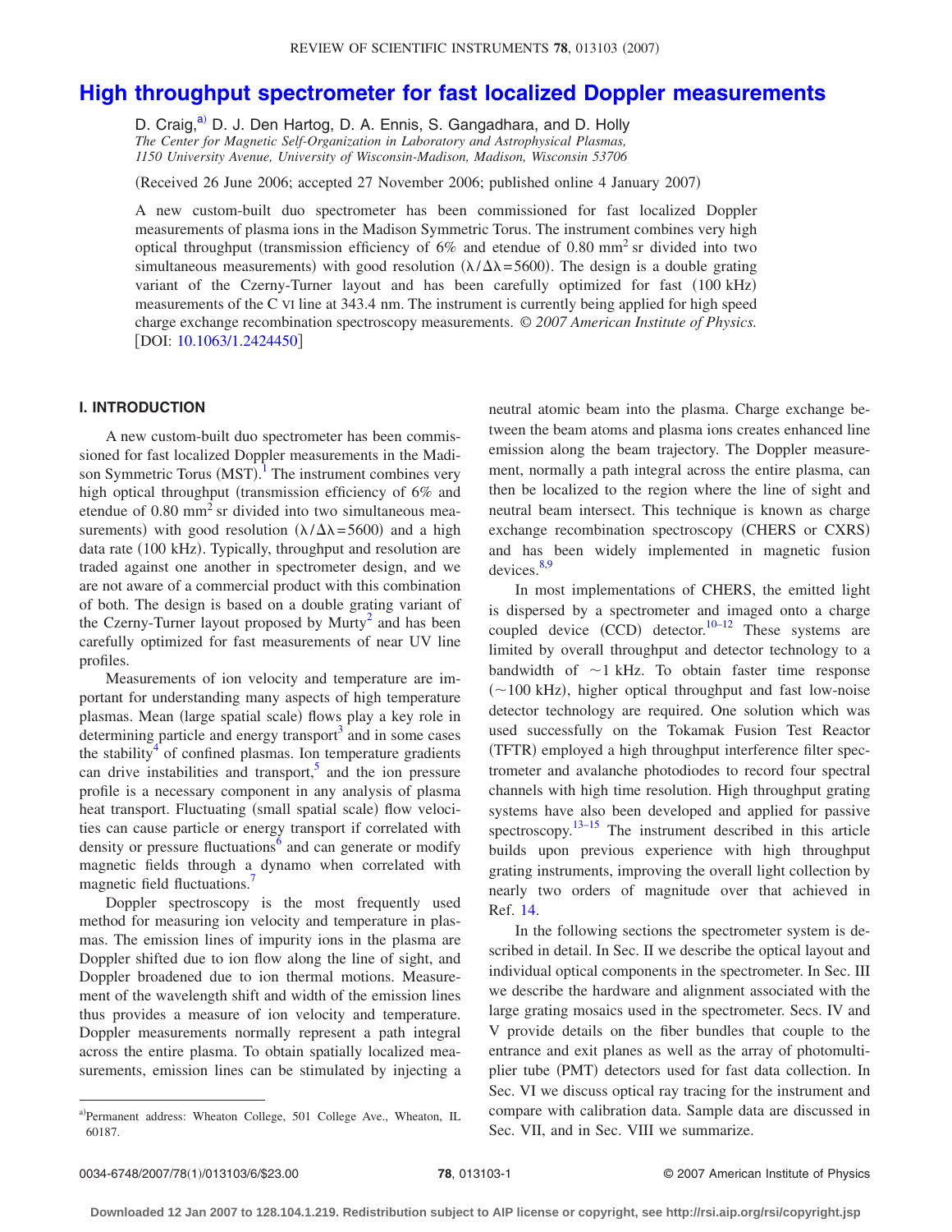# High throughput spectrometer for fast localized Doppler measurements

D. Craig,[a)] D. J. Den Hartog, D. A. Ennis, S. Gangadhara, and D. Holly

*The Center for Magnetic Self-Organization in Laboratory and Astrophysical Plasmas, 1150 University Avenue, University of Wisconsin-Madison, Madison, Wisconsin 53706*

(Received 26 June 2006; accepted 27 November 2006; published online 4 January 2007)

A new custom-built duo spectrometer has been commissioned for fast localized Doppler measurements of plasma ions in the Madison Symmetric Torus. The instrument combines very high optical throughput (transmission efficiency of 6% and etendue of 0.80 mm$^2$ sr divided into two simultaneous measurements) with good resolution ($\lambda/\Delta\lambda = 5600$). The design is a double grating variant of the Czerny-Turner layout and has been carefully optimized for fast (100 kHz) measurements of the C VI line at 343.4 nm. The instrument is currently being applied for high speed charge exchange recombination spectroscopy measurements. *© 2007 American Institute of Physics.* [DOI: 10.1063/1.2424450]

## I. INTRODUCTION

A new custom-built duo spectrometer has been commissioned for fast localized Doppler measurements in the Madison Symmetric Torus (MST).[1] The instrument combines very high optical throughput (transmission efficiency of 6% and etendue of 0.80 mm$^2$ sr divided into two simultaneous measurements) with good resolution ($\lambda/\Delta\lambda = 5600$) and a high data rate (100 kHz). Typically, throughput and resolution are traded against one another in spectrometer design, and we are not aware of a commercial product with this combination of both. The design is based on a double grating variant of the Czerny-Turner layout proposed by Murty[2] and has been carefully optimized for fast measurements of near UV line profiles.

Measurements of ion velocity and temperature are important for understanding many aspects of high temperature plasmas. Mean (large spatial scale) flows play a key role in determining particle and energy transport[3] and in some cases the stability[4] of confined plasmas. Ion temperature gradients can drive instabilities and transport,[5] and the ion pressure profile is a necessary component in any analysis of plasma heat transport. Fluctuating (small spatial scale) flow velocities can cause particle or energy transport if correlated with density or pressure fluctuations[6] and can generate or modify magnetic fields through a dynamo when correlated with magnetic field fluctuations.[7]

Doppler spectroscopy is the most frequently used method for measuring ion velocity and temperature in plasmas. The emission lines of impurity ions in the plasma are Doppler shifted due to ion flow along the line of sight, and Doppler broadened due to ion thermal motions. Measurement of the wavelength shift and width of the emission lines thus provides a measure of ion velocity and temperature. Doppler measurements normally represent a path integral across the entire plasma. To obtain spatially localized measurements, emission lines can be stimulated by injecting a neutral atomic beam into the plasma. Charge exchange between the beam atoms and plasma ions creates enhanced line emission along the beam trajectory. The Doppler measurement, normally a path integral across the entire plasma, can then be localized to the region where the line of sight and neutral beam intersect. This technique is known as charge exchange recombination spectroscopy (CHERS or CXRS) and has been widely implemented in magnetic fusion devices.[8,9]

In most implementations of CHERS, the emitted light is dispersed by a spectrometer and imaged onto a charge coupled device (CCD) detector.[10–12] These systems are limited by overall throughput and detector technology to a bandwidth of ~1 kHz. To obtain faster time response (~100 kHz), higher optical throughput and fast low-noise detector technology are required. One solution which was used successfully on the Tokamak Fusion Test Reactor (TFTR) employed a high throughput interference filter spectrometer and avalanche photodiodes to record four spectral channels with high time resolution. High throughput grating systems have also been developed and applied for passive spectroscopy.[13–15] The instrument described in this article builds upon previous experience with high throughput grating instruments, improving the overall light collection by nearly two orders of magnitude over that achieved in Ref. 14.

In the following sections the spectrometer system is described in detail. In Sec. II we describe the optical layout and individual optical components in the spectrometer. In Sec. III we describe the hardware and alignment associated with the large grating mosaics used in the spectrometer. Secs. IV and V provide details on the fiber bundles that couple to the entrance and exit planes as well as the array of photomultiplier tube (PMT) detectors used for fast data collection. In Sec. VI we discuss optical ray tracing for the instrument and compare with calibration data. Sample data are discussed in Sec. VII, and in Sec. VIII we summarize.

---

[a)] Permanent address: Wheaton College, 501 College Ave., Wheaton, IL 60187.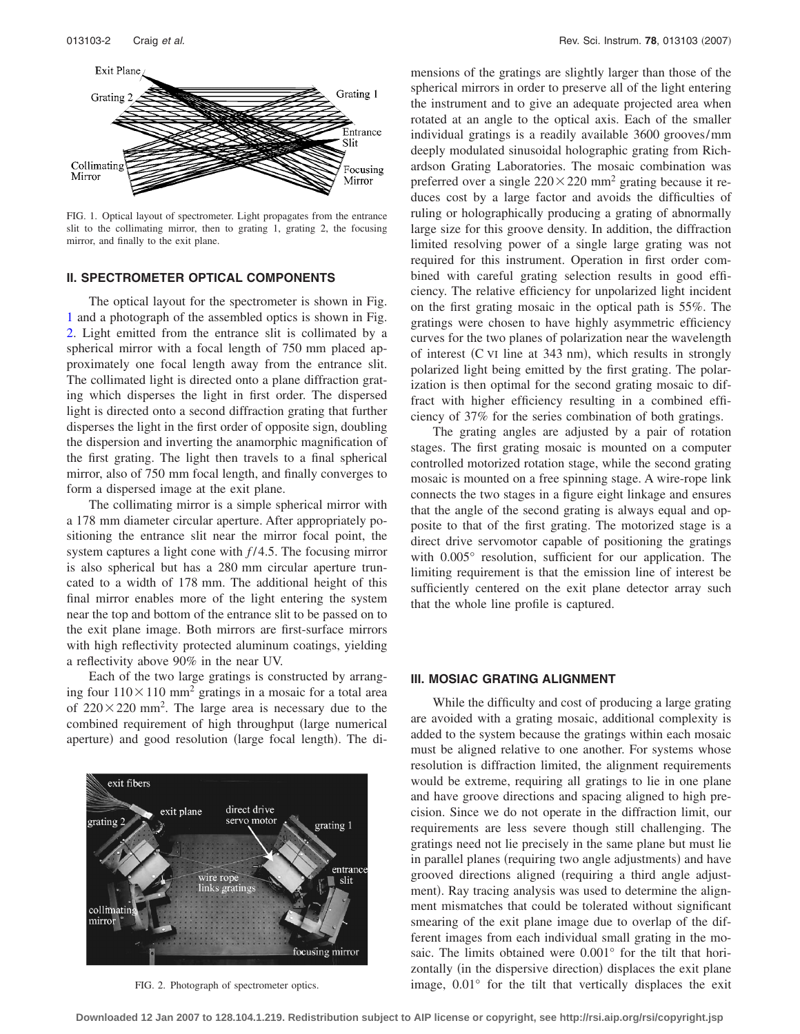FIG. 1. Optical layout of spectrometer. Light propagates from the entrance slit to the collimating mirror, then to grating 1, grating 2, the focusing mirror, and finally to the exit plane.

## II. SPECTROMETER OPTICAL COMPONENTS

The optical layout for the spectrometer is shown in Fig. 1 and a photograph of the assembled optics is shown in Fig. 2. Light emitted from the entrance slit is collimated by a spherical mirror with a focal length of 750 mm placed approximately one focal length away from the entrance slit. The collimated light is directed onto a plane diffraction grating which disperses the light in first order. The dispersed light is directed onto a second diffraction grating that further disperses the light in the first order of opposite sign, doubling the dispersion and inverting the anamorphic magnification of the first grating. The light then travels to a final spherical mirror, also of 750 mm focal length, and finally converges to form a dispersed image at the exit plane.

The collimating mirror is a simple spherical mirror with a 178 mm diameter circular aperture. After appropriately positioning the entrance slit near the mirror focal point, the system captures a light cone with $f/4.5$. The focusing mirror is also spherical but has a 280 mm circular aperture truncated to a width of 178 mm. The additional height of this final mirror enables more of the light entering the system near the top and bottom of the entrance slit to be passed on to the exit plane image. Both mirrors are first-surface mirrors with high reflectivity protected aluminum coatings, yielding a reflectivity above 90% in the near UV.

Each of the two large gratings is constructed by arranging four $110 \times 110$ mm$^2$ gratings in a mosaic for a total area of $220 \times 220$ mm$^2$. The large area is necessary due to the combined requirement of high throughput (large numerical aperture) and good resolution (large focal length). The dimensions of the gratings are slightly larger than those of the spherical mirrors in order to preserve all of the light entering the instrument and to give an adequate projected area when rotated at an angle to the optical axis. Each of the smaller individual gratings is a readily available 3600 grooves/mm deeply modulated sinusoidal holographic grating from Richardson Grating Laboratories. The mosaic combination was preferred over a single $220 \times 220$ mm$^2$ grating because it reduces cost by a large factor and avoids the difficulties of ruling or holographically producing a grating of abnormally large size for this groove density. In addition, the diffraction limited resolving power of a single large grating was not required for this instrument. Operation in first order combined with careful grating selection results in good efficiency. The relative efficiency for unpolarized light incident on the first grating mosaic in the optical path is 55%. The gratings were chosen to have highly asymmetric efficiency curves for the two planes of polarization near the wavelength of interest (C VI line at 343 nm), which results in strongly polarized light being emitted by the first grating. The polarization is then optimal for the second grating mosaic to diffract with higher efficiency resulting in a combined efficiency of 37% for the series combination of both gratings.

The grating angles are adjusted by a pair of rotation stages. The first grating mosaic is mounted on a computer controlled motorized rotation stage, while the second grating mosaic is mounted on a free spinning stage. A wire-rope link connects the two stages in a figure eight linkage and ensures that the angle of the second grating is always equal and opposite to that of the first grating. The motorized stage is a direct drive servomotor capable of positioning the gratings with 0.005° resolution, sufficient for our application. The limiting requirement is that the emission line of interest be sufficiently centered on the exit plane detector array such that the whole line profile is captured.

FIG. 2. Photograph of spectrometer optics.

## III. MOSIAC GRATING ALIGNMENT

While the difficulty and cost of producing a large grating are avoided with a grating mosaic, additional complexity is added to the system because the gratings within each mosaic must be aligned relative to one another. For systems whose resolution is diffraction limited, the alignment requirements would be extreme, requiring all gratings to lie in one plane and have groove directions and spacing aligned to high precision. Since we do not operate in the diffraction limit, our requirements are less severe though still challenging. The gratings need not lie precisely in the same plane but must lie in parallel planes (requiring two angle adjustments) and have grooved directions aligned (requiring a third angle adjustment). Ray tracing analysis was used to determine the alignment mismatches that could be tolerated without significant smearing of the exit plane image due to overlap of the different images from each individual small grating in the mosaic. The limits obtained were 0.001° for the tilt that horizontally (in the dispersive direction) displaces the exit plane image, 0.01° for the tilt that vertically displaces the exit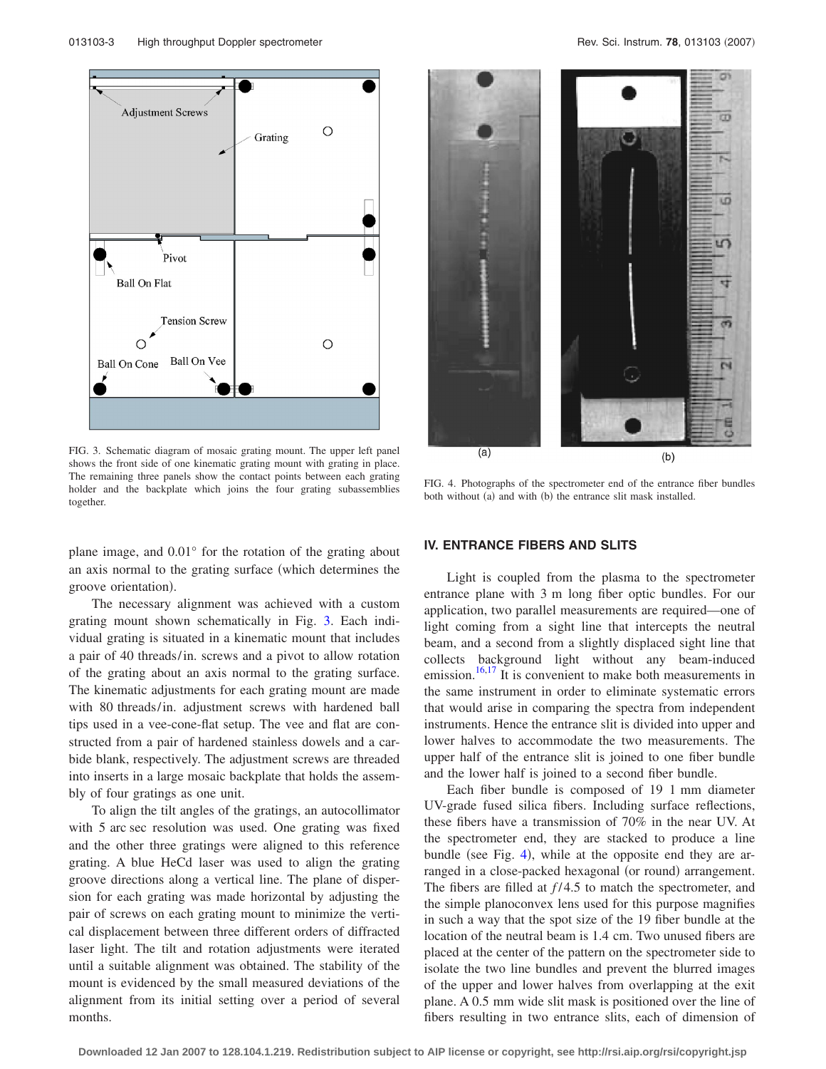Adjustment Screws

Grating

Pivot

Ball On Flat

Tension Screw

Ball On Cone

Ball On Vee

FIG. 3. Schematic diagram of mosaic grating mount. The upper left panel shows the front side of one kinematic grating mount with grating in place. The remaining three panels show the contact points between each grating holder and the backplate which joins the four grating subassemblies together.

(a)

(b)

FIG. 4. Photographs of the spectrometer end of the entrance fiber bundles both without (a) and with (b) the entrance slit mask installed.

plane image, and 0.01° for the rotation of the grating about an axis normal to the grating surface (which determines the groove orientation).

The necessary alignment was achieved with a custom grating mount shown schematically in Fig. 3. Each individual grating is situated in a kinematic mount that includes a pair of 40 threads/in. screws and a pivot to allow rotation of the grating about an axis normal to the grating surface. The kinematic adjustments for each grating mount are made with 80 threads/in. adjustment screws with hardened ball tips used in a vee-cone-flat setup. The vee and flat are constructed from a pair of hardened stainless dowels and a carbide blank, respectively. The adjustment screws are threaded into inserts in a large mosaic backplate that holds the assembly of four gratings as one unit.

To align the tilt angles of the gratings, an autocollimator with 5 arc sec resolution was used. One grating was fixed and the other three gratings were aligned to this reference grating. A blue HeCd laser was used to align the grating groove directions along a vertical line. The plane of dispersion for each grating was made horizontal by adjusting the pair of screws on each grating mount to minimize the vertical displacement between three different orders of diffracted laser light. The tilt and rotation adjustments were iterated until a suitable alignment was obtained. The stability of the mount is evidenced by the small measured deviations of the alignment from its initial setting over a period of several months.

## IV. ENTRANCE FIBERS AND SLITS

Light is coupled from the plasma to the spectrometer entrance plane with 3 m long fiber optic bundles. For our application, two parallel measurements are required—one of light coming from a sight line that intercepts the neutral beam, and a second from a slightly displaced sight line that collects background light without any beam-induced emission.[16,17] It is convenient to make both measurements in the same instrument in order to eliminate systematic errors that would arise in comparing the spectra from independent instruments. Hence the entrance slit is divided into upper and lower halves to accommodate the two measurements. The upper half of the entrance slit is joined to one fiber bundle and the lower half is joined to a second fiber bundle.

Each fiber bundle is composed of 19 1 mm diameter UV-grade fused silica fibers. Including surface reflections, these fibers have a transmission of 70% in the near UV. At the spectrometer end, they are stacked to produce a line bundle (see Fig. 4), while at the opposite end they are arranged in a close-packed hexagonal (or round) arrangement. The fibers are filled at $f/4.5$ to match the spectrometer, and the simple planoconvex lens used for this purpose magnifies in such a way that the spot size of the 19 fiber bundle at the location of the neutral beam is 1.4 cm. Two unused fibers are placed at the center of the pattern on the spectrometer side to isolate the two line bundles and prevent the blurred images of the upper and lower halves from overlapping at the exit plane. A 0.5 mm wide slit mask is positioned over the line of fibers resulting in two entrance slits, each of dimension of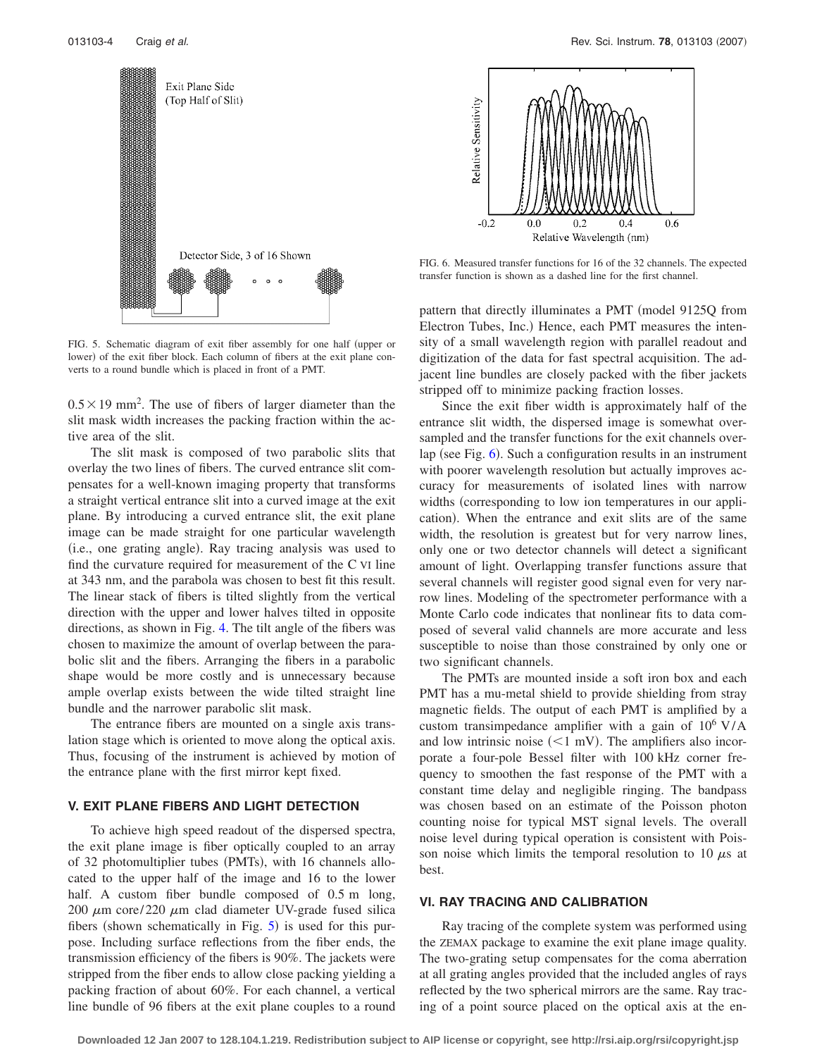FIG. 5. Schematic diagram of exit fiber assembly for one half (upper or lower) of the exit fiber block. Each column of fibers at the exit plane converts to a round bundle which is placed in front of a PMT.

$0.5 \times 19$ mm$^2$. The use of fibers of larger diameter than the slit mask width increases the packing fraction within the active area of the slit.

The slit mask is composed of two parabolic slits that overlay the two lines of fibers. The curved entrance slit compensates for a well-known imaging property that transforms a straight vertical entrance slit into a curved image at the exit plane. By introducing a curved entrance slit, the exit plane image can be made straight for one particular wavelength (i.e., one grating angle). Ray tracing analysis was used to find the curvature required for measurement of the C VI line at 343 nm, and the parabola was chosen to best fit this result. The linear stack of fibers is tilted slightly from the vertical direction with the upper and lower halves tilted in opposite directions, as shown in Fig. 4. The tilt angle of the fibers was chosen to maximize the amount of overlap between the parabolic slit and the fibers. Arranging the fibers in a parabolic shape would be more costly and is unnecessary because ample overlap exists between the wide tilted straight line bundle and the narrower parabolic slit mask.

The entrance fibers are mounted on a single axis translation stage which is oriented to move along the optical axis. Thus, focusing of the instrument is achieved by motion of the entrance plane with the first mirror kept fixed.

## V. EXIT PLANE FIBERS AND LIGHT DETECTION

To achieve high speed readout of the dispersed spectra, the exit plane image is fiber optically coupled to an array of 32 photomultiplier tubes (PMTs), with 16 channels allocated to the upper half of the image and 16 to the lower half. A custom fiber bundle composed of 0.5 m long, 200 $\mu$m core/220 $\mu$m clad diameter UV-grade fused silica fibers (shown schematically in Fig. 5) is used for this purpose. Including surface reflections from the fiber ends, the transmission efficiency of the fibers is 90%. The jackets were stripped from the fiber ends to allow close packing yielding a packing fraction of about 60%. For each channel, a vertical line bundle of 96 fibers at the exit plane couples to a round pattern that directly illuminates a PMT (model 9125Q from Electron Tubes, Inc.) Hence, each PMT measures the intensity of a small wavelength region with parallel readout and digitization of the data for fast spectral acquisition. The adjacent line bundles are closely packed with the fiber jackets stripped off to minimize packing fraction losses.

FIG. 6. Measured transfer functions for 16 of the 32 channels. The expected transfer function is shown as a dashed line for the first channel.

Since the exit fiber width is approximately half of the entrance slit width, the dispersed image is somewhat oversampled and the transfer functions for the exit channels overlap (see Fig. 6). Such a configuration results in an instrument with poorer wavelength resolution but actually improves accuracy for measurements of isolated lines with narrow widths (corresponding to low ion temperatures in our application). When the entrance and exit slits are of the same width, the resolution is greatest but for very narrow lines, only one or two detector channels will detect a significant amount of light. Overlapping transfer functions assure that several channels will register good signal even for very narrow lines. Modeling of the spectrometer performance with a Monte Carlo code indicates that nonlinear fits to data composed of several valid channels are more accurate and less susceptible to noise than those constrained by only one or two significant channels.

The PMTs are mounted inside a soft iron box and each PMT has a mu-metal shield to provide shielding from stray magnetic fields. The output of each PMT is amplified by a custom transimpedance amplifier with a gain of $10^6$ V/A and low intrinsic noise ($<1$ mV). The amplifiers also incorporate a four-pole Bessel filter with 100 kHz corner frequency to smoothen the fast response of the PMT with a constant time delay and negligible ringing. The bandpass was chosen based on an estimate of the Poisson photon counting noise for typical MST signal levels. The overall noise level during typical operation is consistent with Poisson noise which limits the temporal resolution to 10 $\mu$s at best.

## VI. RAY TRACING AND CALIBRATION

Ray tracing of the complete system was performed using the ZEMAX package to examine the exit plane image quality. The two-grating setup compensates for the coma aberration at all grating angles provided that the included angles of rays reflected by the two spherical mirrors are the same. Ray tracing of a point source placed on the optical axis at the en-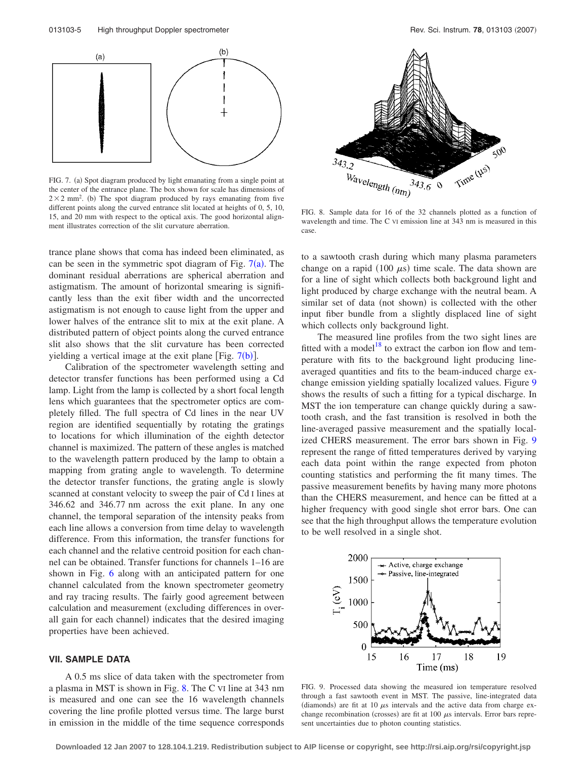FIG. 7. (a) Spot diagram produced by light emanating from a single point at the center of the entrance plane. The box shown for scale has dimensions of $2 \times 2$ mm$^2$. (b) The spot diagram produced by rays emanating from five different points along the curved entrance slit located at heights of 0, 5, 10, 15, and 20 mm with respect to the optical axis. The good horizontal alignment illustrates correction of the slit curvature aberration.

FIG. 8. Sample data for 16 of the 32 channels plotted as a function of wavelength and time. The C VI emission line at 343 nm is measured in this case.

trance plane shows that coma has indeed been eliminated, as can be seen in the symmetric spot diagram of Fig. 7(a). The dominant residual aberrations are spherical aberration and astigmatism. The amount of horizontal smearing is significantly less than the exit fiber width and the uncorrected astigmatism is not enough to cause light from the upper and lower halves of the entrance slit to mix at the exit plane. A distributed pattern of object points along the curved entrance slit also shows that the slit curvature has been corrected yielding a vertical image at the exit plane [Fig. 7(b)].

Calibration of the spectrometer wavelength setting and detector transfer functions has been performed using a Cd lamp. Light from the lamp is collected by a short focal length lens which guarantees that the spectrometer optics are completely filled. The full spectra of Cd lines in the near UV region are identified sequentially by rotating the gratings to locations for which illumination of the eighth detector channel is maximized. The pattern of these angles is matched to the wavelength pattern produced by the lamp to obtain a mapping from grating angle to wavelength. To determine the detector transfer functions, the grating angle is slowly scanned at constant velocity to sweep the pair of Cd I lines at 346.62 and 346.77 nm across the exit plane. In any one channel, the temporal separation of the intensity peaks from each line allows a conversion from time delay to wavelength difference. From this information, the transfer functions for each channel and the relative centroid position for each channel can be obtained. Transfer functions for channels 1–16 are shown in Fig. 6 along with an anticipated pattern for one channel calculated from the known spectrometer geometry and ray tracing results. The fairly good agreement between calculation and measurement (excluding differences in overall gain for each channel) indicates that the desired imaging properties have been achieved.

## VII. SAMPLE DATA

A 0.5 ms slice of data taken with the spectrometer from a plasma in MST is shown in Fig. 8. The C VI line at 343 nm is measured and one can see the 16 wavelength channels covering the line profile plotted versus time. The large burst in emission in the middle of the time sequence corresponds to a sawtooth crash during which many plasma parameters change on a rapid (100 $\mu$s) time scale. The data shown are for a line of sight which collects both background light and light produced by charge exchange with the neutral beam. A similar set of data (not shown) is collected with the other input fiber bundle from a slightly displaced line of sight which collects only background light.

The measured line profiles from the two sight lines are fitted with a model[18] to extract the carbon ion flow and temperature with fits to the background light producing line-averaged quantities and fits to the beam-induced charge exchange emission yielding spatially localized values. Figure 9 shows the results of such a fitting for a typical discharge. In MST the ion temperature can change quickly during a sawtooth crash, and the fast transition is resolved in both the line-averaged passive measurement and the spatially localized CHERS measurement. The error bars shown in Fig. 9 represent the range of fitted temperatures derived by varying each data point within the range expected from photon counting statistics and performing the fit many times. The passive measurement benefits by having many more photons than the CHERS measurement, and hence can be fitted at a higher frequency with good single shot error bars. One can see that the high throughput allows the temperature evolution to be well resolved in a single shot.

FIG. 9. Processed data showing the measured ion temperature resolved through a fast sawtooth event in MST. The passive, line-integrated data (diamonds) are fit at 10 $\mu$s intervals and the active data from charge exchange recombination (crosses) are fit at 100 $\mu$s intervals. Error bars represent uncertainties due to photon counting statistics.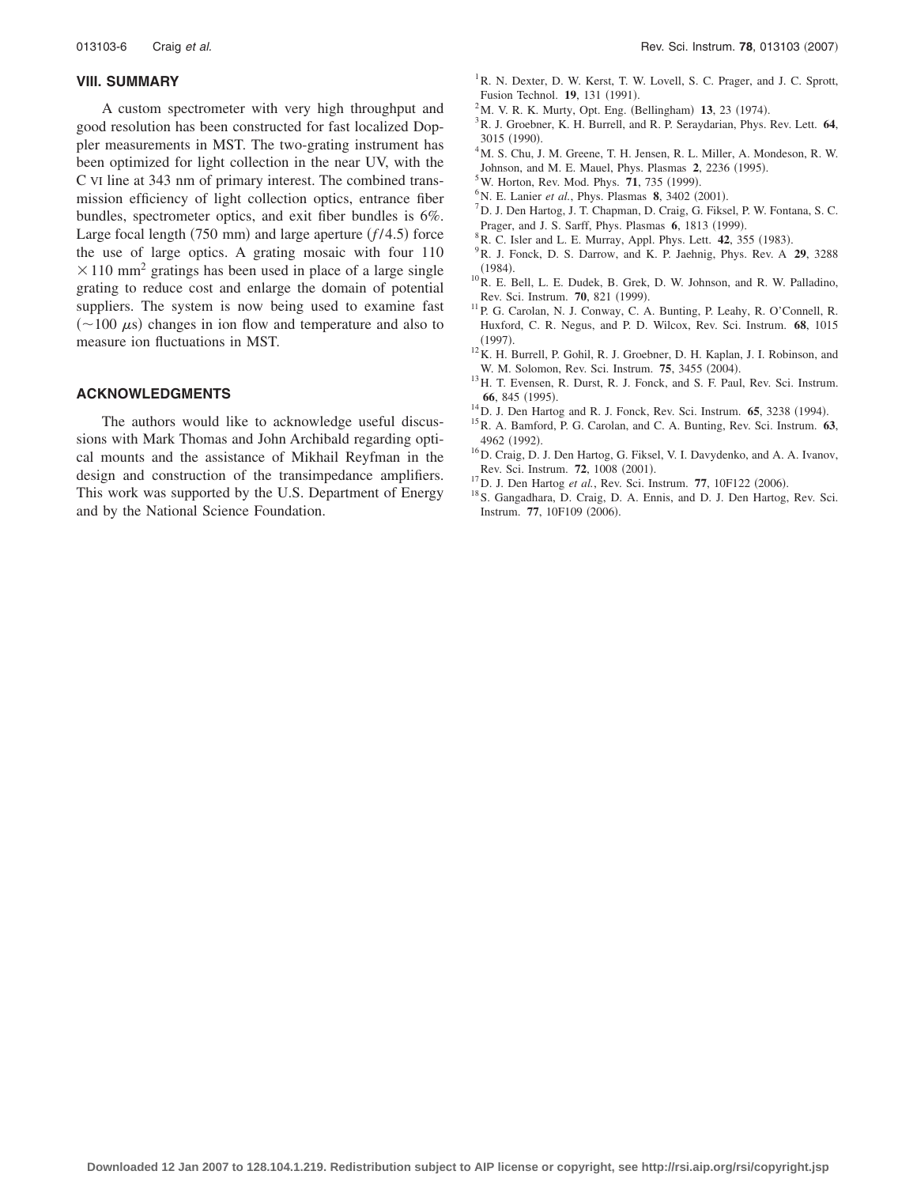## VIII. SUMMARY

A custom spectrometer with very high throughput and good resolution has been constructed for fast localized Doppler measurements in MST. The two-grating instrument has been optimized for light collection in the near UV, with the C VI line at 343 nm of primary interest. The combined transmission efficiency of light collection optics, entrance fiber bundles, spectrometer optics, and exit fiber bundles is 6%. Large focal length (750 mm) and large aperture ($f/4.5$) force the use of large optics. A grating mosaic with four $110 \times 110\ \text{mm}^2$ gratings has been used in place of a large single grating to reduce cost and enlarge the domain of potential suppliers. The system is now being used to examine fast ($\sim 100\ \mu\text{s}$) changes in ion flow and temperature and also to measure ion fluctuations in MST.

## ACKNOWLEDGMENTS

The authors would like to acknowledge useful discussions with Mark Thomas and John Archibald regarding optical mounts and the assistance of Mikhail Reyfman in the design and construction of the transimpedance amplifiers. This work was supported by the U.S. Department of Energy and by the National Science Foundation.

[1] R. N. Dexter, D. W. Kerst, T. W. Lovell, S. C. Prager, and J. C. Sprott, Fusion Technol. **19**, 131 (1991).

[2] M. V. R. K. Murty, Opt. Eng. (Bellingham) **13**, 23 (1974).

[3] R. J. Groebner, K. H. Burrell, and R. P. Seraydarian, Phys. Rev. Lett. **64**, 3015 (1990).

[4] M. S. Chu, J. M. Greene, T. H. Jensen, R. L. Miller, A. Mondeson, R. W. Johnson, and M. E. Mauel, Phys. Plasmas **2**, 2236 (1995).

[5] W. Horton, Rev. Mod. Phys. **71**, 735 (1999).

[6] N. E. Lanier *et al.*, Phys. Plasmas **8**, 3402 (2001).

[7] D. J. Den Hartog, J. T. Chapman, D. Craig, G. Fiksel, P. W. Fontana, S. C. Prager, and J. S. Sarff, Phys. Plasmas **6**, 1813 (1999).

[8] R. C. Isler and L. E. Murray, Appl. Phys. Lett. **42**, 355 (1983).

[9] R. J. Fonck, D. S. Darrow, and K. P. Jaehnig, Phys. Rev. A **29**, 3288 (1984).

[10] R. E. Bell, L. E. Dudek, B. Grek, D. W. Johnson, and R. W. Palladino, Rev. Sci. Instrum. **70**, 821 (1999).

[11] P. G. Carolan, N. J. Conway, C. A. Bunting, P. Leahy, R. O'Connell, R. Huxford, C. R. Negus, and P. D. Wilcox, Rev. Sci. Instrum. **68**, 1015 (1997).

[12] K. H. Burrell, P. Gohil, R. J. Groebner, D. H. Kaplan, J. I. Robinson, and W. M. Solomon, Rev. Sci. Instrum. **75**, 3455 (2004).

[13] H. T. Evensen, R. Durst, R. J. Fonck, and S. F. Paul, Rev. Sci. Instrum. **66**, 845 (1995).

[14] D. J. Den Hartog and R. J. Fonck, Rev. Sci. Instrum. **65**, 3238 (1994).

[15] R. A. Bamford, P. G. Carolan, and C. A. Bunting, Rev. Sci. Instrum. **63**, 4962 (1992).

[16] D. Craig, D. J. Den Hartog, G. Fiksel, V. I. Davydenko, and A. A. Ivanov, Rev. Sci. Instrum. **72**, 1008 (2001).

[17] D. J. Den Hartog *et al.*, Rev. Sci. Instrum. **77**, 10F122 (2006).

[18] S. Gangadhara, D. Craig, D. A. Ennis, and D. J. Den Hartog, Rev. Sci. Instrum. **77**, 10F109 (2006).